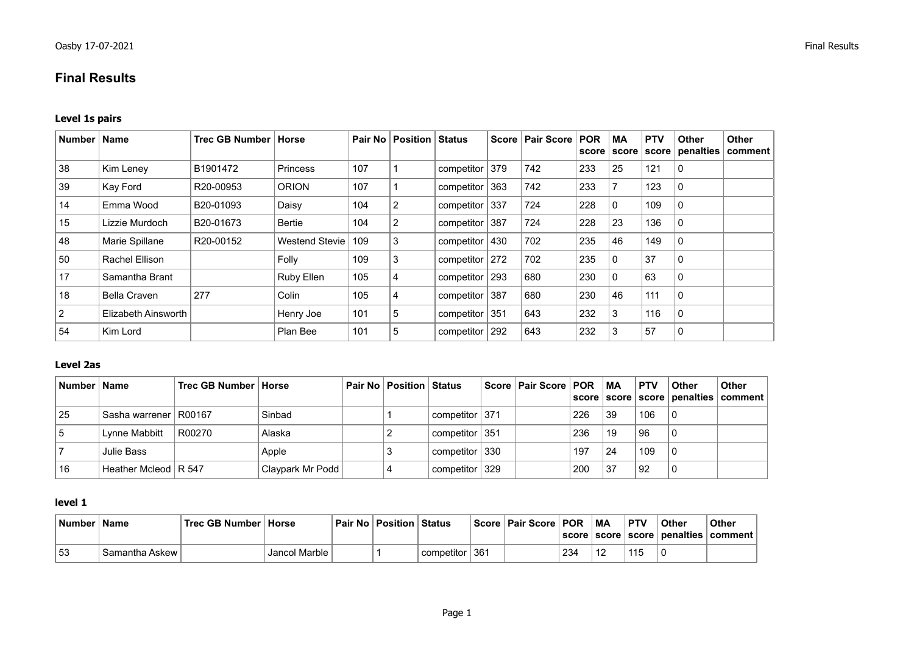# Final Results

### Level 1s pairs

| Number | Name | Trec GB Number | Horse | Pair No | Position | Status | Score | Pair Score | POR score | MA score | PTV score | Other penalties | Other comment |
|---|---|---|---|---|---|---|---|---|---|---|---|---|---|
| 38 | Kim Leney | B1901472 | Princess | 107 | 1 | competitor | 379 | 742 | 233 | 25 | 121 | 0 | |
| 39 | Kay Ford | R20-00953 | ORION | 107 | 1 | competitor | 363 | 742 | 233 | 7 | 123 | 0 | |
| 14 | Emma Wood | B20-01093 | Daisy | 104 | 2 | competitor | 337 | 724 | 228 | 0 | 109 | 0 | |
| 15 | Lizzie Murdoch | B20-01673 | Bertie | 104 | 2 | competitor | 387 | 724 | 228 | 23 | 136 | 0 | |
| 48 | Marie Spillane | R20-00152 | Westend Stevie | 109 | 3 | competitor | 430 | 702 | 235 | 46 | 149 | 0 | |
| 50 | Rachel Ellison | | Folly | 109 | 3 | competitor | 272 | 702 | 235 | 0 | 37 | 0 | |
| 17 | Samantha Brant | | Ruby Ellen | 105 | 4 | competitor | 293 | 680 | 230 | 0 | 63 | 0 | |
| 18 | Bella Craven | 277 | Colin | 105 | 4 | competitor | 387 | 680 | 230 | 46 | 111 | 0 | |
| 2 | Elizabeth Ainsworth | | Henry Joe | 101 | 5 | competitor | 351 | 643 | 232 | 3 | 116 | 0 | |
| 54 | Kim Lord | | Plan Bee | 101 | 5 | competitor | 292 | 643 | 232 | 3 | 57 | 0 | |

### Level 2as

| Number | Name | Trec GB Number | Horse | Pair No | Position | Status | Score | Pair Score | POR score | MA score | PTV score | Other penalties | Other comment |
|---|---|---|---|---|---|---|---|---|---|---|---|---|---|
| 25 | Sasha warrener | R00167 | Sinbad | | 1 | competitor | 371 | | 226 | 39 | 106 | 0 | |
| 5 | Lynne Mabbitt | R00270 | Alaska | | 2 | competitor | 351 | | 236 | 19 | 96 | 0 | |
| 7 | Julie Bass | | Apple | | 3 | competitor | 330 | | 197 | 24 | 109 | 0 | |
| 16 | Heather Mcleod | R 547 | Claypark Mr Podd | | 4 | competitor | 329 | | 200 | 37 | 92 | 0 | |

### level 1

| Number | Name | Trec GB Number | Horse | Pair No | Position | Status | Score | Pair Score | POR score | MA score | PTV score | Other penalties | Other comment |
|---|---|---|---|---|---|---|---|---|---|---|---|---|---|
| 53 | Samantha Askew | | Jancol Marble | | 1 | competitor | 361 | | 234 | 12 | 115 | 0 | |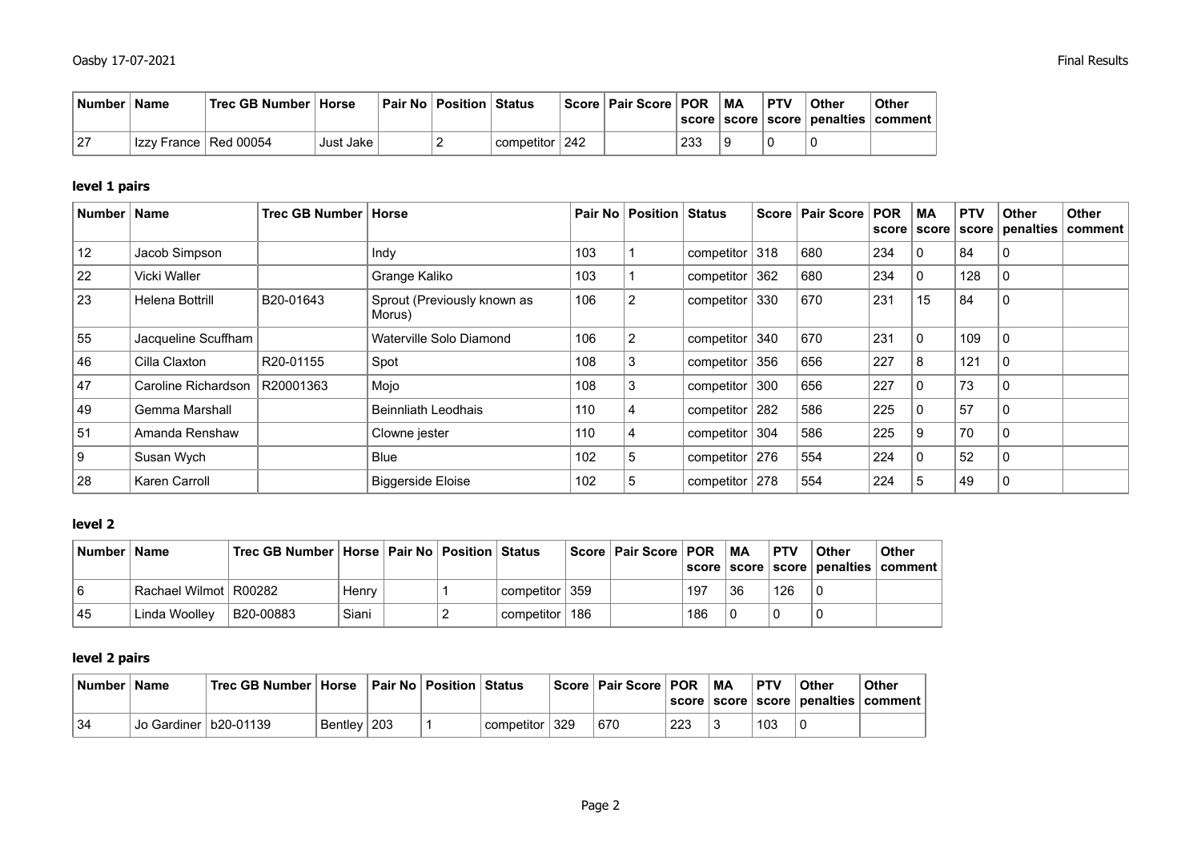| Number | Name | Trec GB Number | Horse | Pair No | Position | Status | Score | Pair Score | POR score | MA score | PTV score | Other penalties | Other comment |
|---|---|---|---|---|---|---|---|---|---|---|---|---|---|
| 27 | Izzy France | Red 00054 | Just Jake | | 2 | competitor | 242 | | 233 | 9 | 0 | 0 | |

### level 1 pairs

| Number | Name | Trec GB Number | Horse | Pair No | Position | Status | Score | Pair Score | POR score | MA score | PTV score | Other penalties | Other comment |
|---|---|---|---|---|---|---|---|---|---|---|---|---|---|
| 12 | Jacob Simpson | | Indy | 103 | 1 | competitor | 318 | 680 | 234 | 0 | 84 | 0 | |
| 22 | Vicki Waller | | Grange Kaliko | 103 | 1 | competitor | 362 | 680 | 234 | 0 | 128 | 0 | |
| 23 | Helena Bottrill | B20-01643 | Sprout (Previously known as Morus) | 106 | 2 | competitor | 330 | 670 | 231 | 15 | 84 | 0 | |
| 55 | Jacqueline Scuffham | | Waterville Solo Diamond | 106 | 2 | competitor | 340 | 670 | 231 | 0 | 109 | 0 | |
| 46 | Cilla Claxton | R20-01155 | Spot | 108 | 3 | competitor | 356 | 656 | 227 | 8 | 121 | 0 | |
| 47 | Caroline Richardson | R20001363 | Mojo | 108 | 3 | competitor | 300 | 656 | 227 | 0 | 73 | 0 | |
| 49 | Gemma Marshall | | Beinnliath Leodhais | 110 | 4 | competitor | 282 | 586 | 225 | 0 | 57 | 0 | |
| 51 | Amanda Renshaw | | Clowne jester | 110 | 4 | competitor | 304 | 586 | 225 | 9 | 70 | 0 | |
| 9 | Susan Wych | | Blue | 102 | 5 | competitor | 276 | 554 | 224 | 0 | 52 | 0 | |
| 28 | Karen Carroll | | Biggerside Eloise | 102 | 5 | competitor | 278 | 554 | 224 | 5 | 49 | 0 | |

### level 2

| Number | Name | Trec GB Number | Horse | Pair No | Position | Status | Score | Pair Score | POR score | MA score | PTV score | Other penalties | Other comment |
|---|---|---|---|---|---|---|---|---|---|---|---|---|---|
| 6 | Rachael Wilmot | R00282 | Henry | | 1 | competitor | 359 | | 197 | 36 | 126 | 0 | |
| 45 | Linda Woolley | B20-00883 | Siani | | 2 | competitor | 186 | | 186 | 0 | 0 | 0 | |

### level 2 pairs

| Number | Name | Trec GB Number | Horse | Pair No | Position | Status | Score | Pair Score | POR score | MA score | PTV score | Other penalties | Other comment |
|---|---|---|---|---|---|---|---|---|---|---|---|---|---|
| 34 | Jo Gardiner | b20-01139 | Bentley | 203 | 1 | competitor | 329 | 670 | 223 | 3 | 103 | 0 | |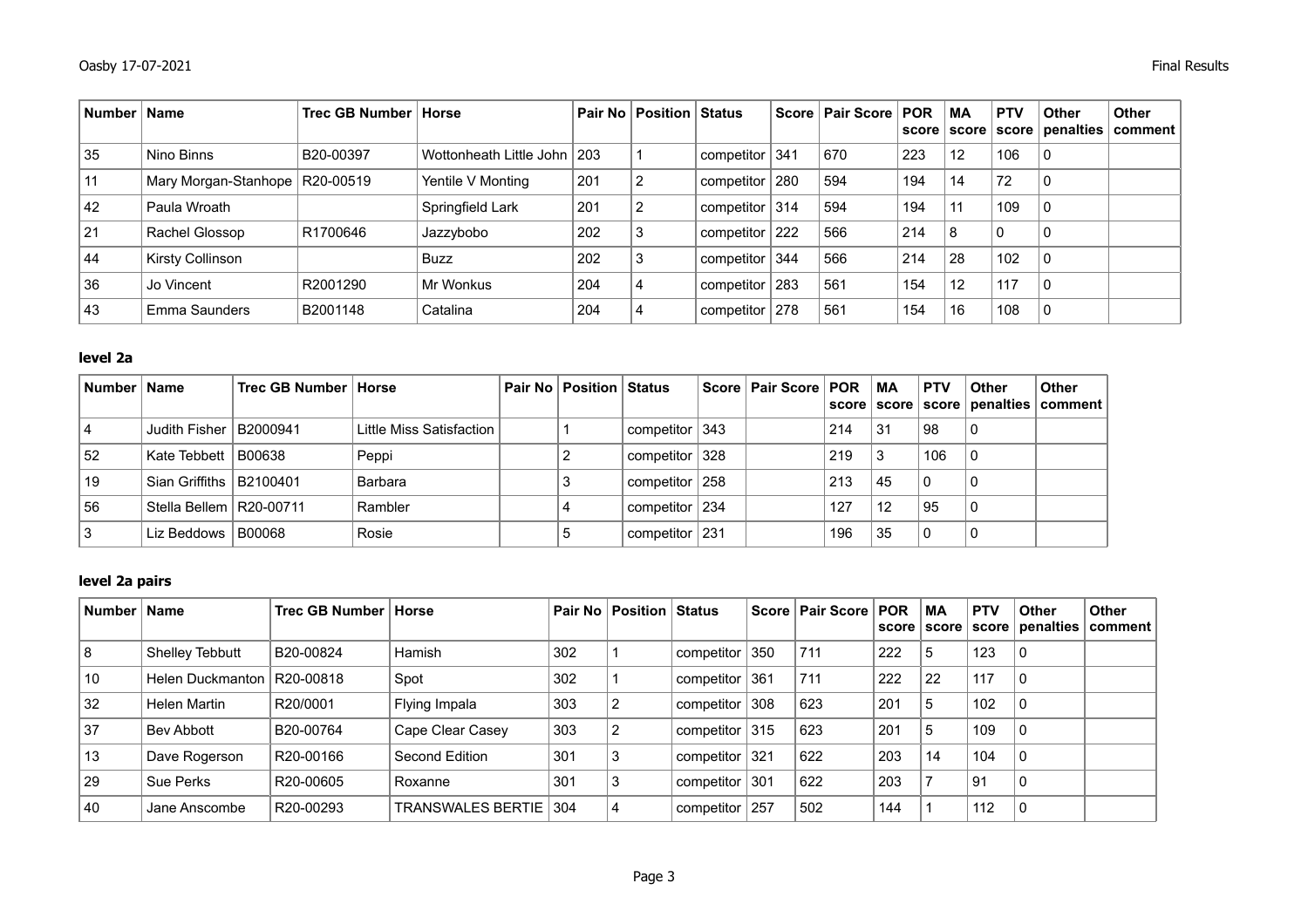| Number | Name | Trec GB Number | Horse | Pair No | Position | Status | Score | Pair Score | POR score | MA score | PTV score | Other penalties | Other comment |
|---|---|---|---|---|---|---|---|---|---|---|---|---|---|
| 35 | Nino Binns | B20-00397 | Wottonheath Little John | 203 | 1 | competitor | 341 | 670 | 223 | 12 | 106 | 0 | |
| 11 | Mary Morgan-Stanhope | R20-00519 | Yentile V Monting | 201 | 2 | competitor | 280 | 594 | 194 | 14 | 72 | 0 | |
| 42 | Paula Wroath | | Springfield Lark | 201 | 2 | competitor | 314 | 594 | 194 | 11 | 109 | 0 | |
| 21 | Rachel Glossop | R1700646 | Jazzybobo | 202 | 3 | competitor | 222 | 566 | 214 | 8 | 0 | 0 | |
| 44 | Kirsty Collinson | | Buzz | 202 | 3 | competitor | 344 | 566 | 214 | 28 | 102 | 0 | |
| 36 | Jo Vincent | R2001290 | Mr Wonkus | 204 | 4 | competitor | 283 | 561 | 154 | 12 | 117 | 0 | |
| 43 | Emma Saunders | B2001148 | Catalina | 204 | 4 | competitor | 278 | 561 | 154 | 16 | 108 | 0 | |

### level 2a

| Number | Name | Trec GB Number | Horse | Pair No | Position | Status | Score | Pair Score | POR score | MA score | PTV score | Other penalties | Other comment |
|---|---|---|---|---|---|---|---|---|---|---|---|---|---|
| 4 | Judith Fisher | B2000941 | Little Miss Satisfaction | | 1 | competitor | 343 | | 214 | 31 | 98 | 0 | |
| 52 | Kate Tebbett | B00638 | Peppi | | 2 | competitor | 328 | | 219 | 3 | 106 | 0 | |
| 19 | Sian Griffiths | B2100401 | Barbara | | 3 | competitor | 258 | | 213 | 45 | 0 | 0 | |
| 56 | Stella Bellem | R20-00711 | Rambler | | 4 | competitor | 234 | | 127 | 12 | 95 | 0 | |
| 3 | Liz Beddows | B00068 | Rosie | | 5 | competitor | 231 | | 196 | 35 | 0 | 0 | |

### level 2a pairs

| Number | Name | Trec GB Number | Horse | Pair No | Position | Status | Score | Pair Score | POR score | MA score | PTV score | Other penalties | Other comment |
|---|---|---|---|---|---|---|---|---|---|---|---|---|---|
| 8 | Shelley Tebbutt | B20-00824 | Hamish | 302 | 1 | competitor | 350 | 711 | 222 | 5 | 123 | 0 | |
| 10 | Helen Duckmanton | R20-00818 | Spot | 302 | 1 | competitor | 361 | 711 | 222 | 22 | 117 | 0 | |
| 32 | Helen Martin | R20/0001 | Flying Impala | 303 | 2 | competitor | 308 | 623 | 201 | 5 | 102 | 0 | |
| 37 | Bev Abbott | B20-00764 | Cape Clear Casey | 303 | 2 | competitor | 315 | 623 | 201 | 5 | 109 | 0 | |
| 13 | Dave Rogerson | R20-00166 | Second Edition | 301 | 3 | competitor | 321 | 622 | 203 | 14 | 104 | 0 | |
| 29 | Sue Perks | R20-00605 | Roxanne | 301 | 3 | competitor | 301 | 622 | 203 | 7 | 91 | 0 | |
| 40 | Jane Anscombe | R20-00293 | TRANSWALES BERTIE | 304 | 4 | competitor | 257 | 502 | 144 | 1 | 112 | 0 | |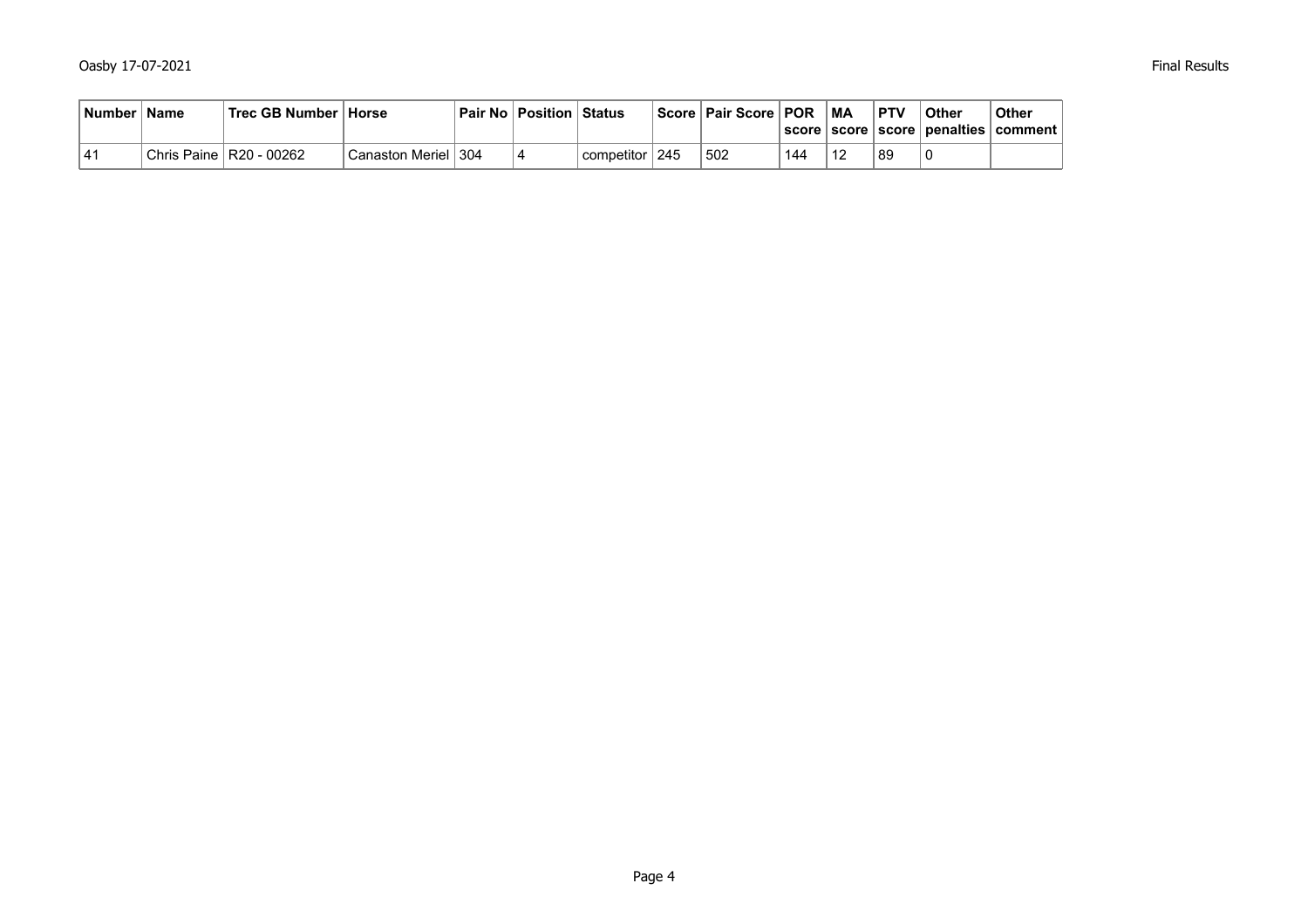| Number | Name | Trec GB Number | Horse | Pair No | Position | Status | Score | Pair Score | POR score | MA score | PTV score | Other penalties | Other comment |
|---|---|---|---|---|---|---|---|---|---|---|---|---|---|
| 41 | Chris Paine | R20 - 00262 | Canaston Meriel | 304 | 4 | competitor | 245 | 502 | 144 | 12 | 89 | 0 | |